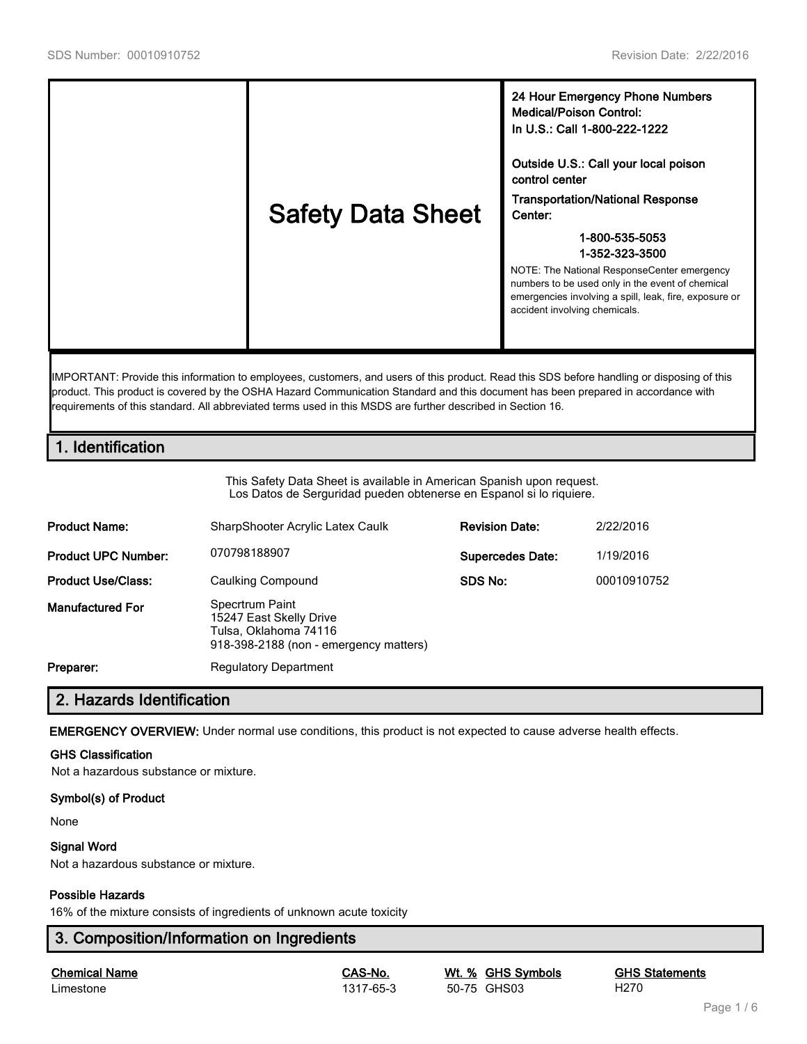| | Safety Data Sheet | **24 Hour Emergency Phone Numbers**<br>**Medical/Poison Control:**<br>**In U.S.: Call 1-800-222-1222**<br><br>**Outside U.S.: Call your local poison control center**<br>**Transportation/National Response Center:**<br>**1-800-535-5053**<br>**1-352-323-3500**<br>NOTE: The National ResponseCenter emergency numbers to be used only in the event of chemical emergencies involving a spill, leak, fire, exposure or accident involving chemicals. |
|---|---|---|

IMPORTANT: Provide this information to employees, customers, and users of this product. Read this SDS before handling or disposing of this product. This product is covered by the OSHA Hazard Communication Standard and this document has been prepared in accordance with requirements of this standard. All abbreviated terms used in this MSDS are further described in Section 16.

## 1. Identification

This Safety Data Sheet is available in American Spanish upon request.
Los Datos de Serguridad pueden obtenerse en Espanol si lo riquiere.

| | | | |
|---|---|---|---|
| **Product Name:** | SharpShooter Acrylic Latex Caulk | **Revision Date:** | 2/22/2016 |
| **Product UPC Number:** | 070798188907 | **Supercedes Date:** | 1/19/2016 |
| **Product Use/Class:** | Caulking Compound | **SDS No:** | 00010910752 |
| **Manufactured For** | Specrtrum Paint<br>15247 East Skelly Drive<br>Tulsa, Oklahoma 74116<br>918-398-2188 (non - emergency matters) | | |
| **Preparer:** | Regulatory Department | | |

## 2. Hazards Identification

**EMERGENCY OVERVIEW:** Under normal use conditions, this product is not expected to cause adverse health effects.

**GHS Classification**

Not a hazardous substance or mixture.

**Symbol(s) of Product**

None

**Signal Word**

Not a hazardous substance or mixture.

**Possible Hazards**

16% of the mixture consists of ingredients of unknown acute toxicity

## 3. Composition/Information on Ingredients

| Chemical Name | CAS-No. | Wt. % | GHS Symbols | GHS Statements |
|---|---|---|---|---|
| Limestone | 1317-65-3 | 50-75 | GHS03 | H270 |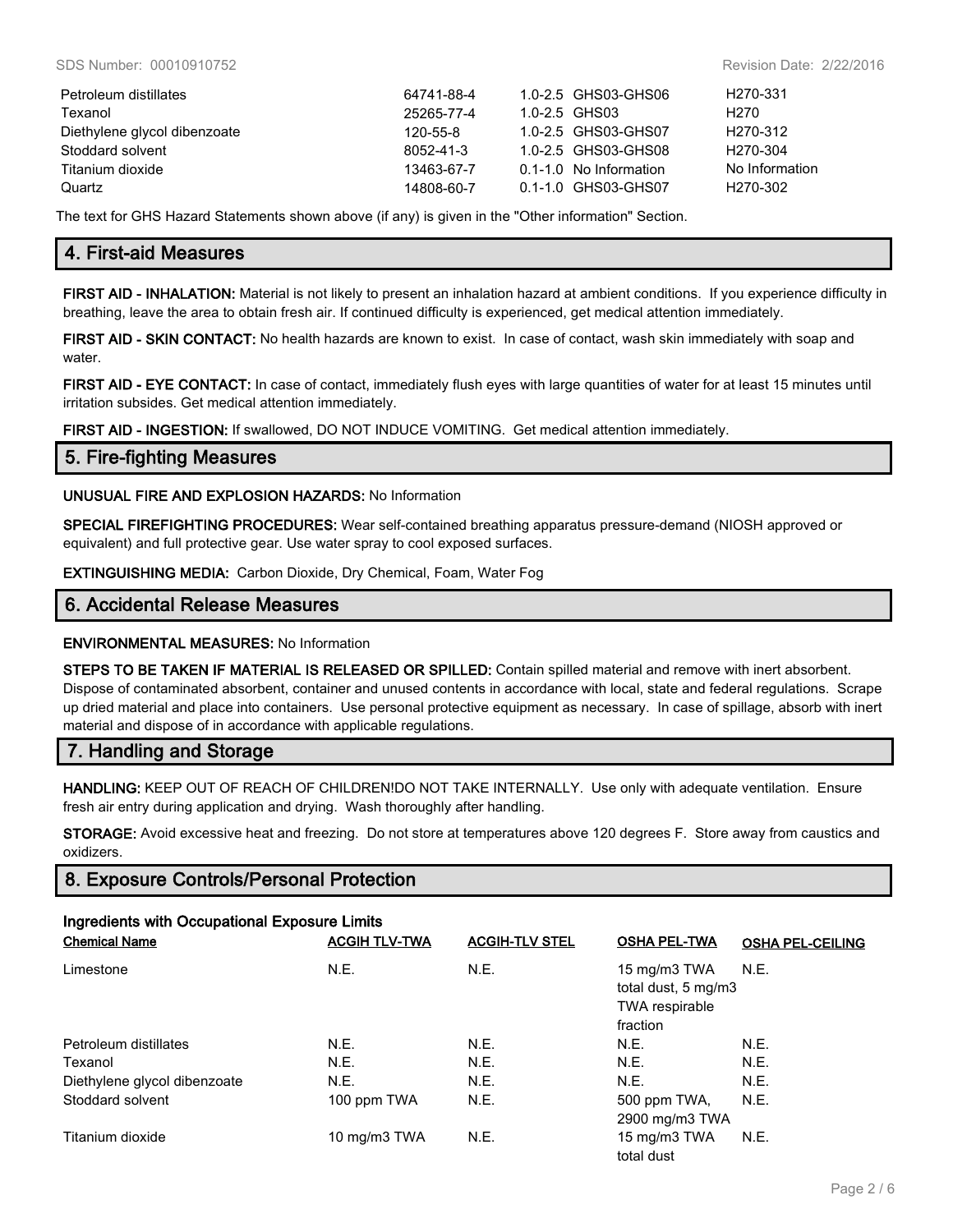| | | | |
|---|---|---|---|
| Petroleum distillates | 64741-88-4 | 1.0-2.5 GHS03-GHS06 | H270-331 |
| Texanol | 25265-77-4 | 1.0-2.5 GHS03 | H270 |
| Diethylene glycol dibenzoate | 120-55-8 | 1.0-2.5 GHS03-GHS07 | H270-312 |
| Stoddard solvent | 8052-41-3 | 1.0-2.5 GHS03-GHS08 | H270-304 |
| Titanium dioxide | 13463-67-7 | 0.1-1.0 No Information | No Information |
| Quartz | 14808-60-7 | 0.1-1.0 GHS03-GHS07 | H270-302 |

The text for GHS Hazard Statements shown above (if any) is given in the "Other information" Section.

## 4. First-aid Measures

**FIRST AID - INHALATION:** Material is not likely to present an inhalation hazard at ambient conditions. If you experience difficulty in breathing, leave the area to obtain fresh air. If continued difficulty is experienced, get medical attention immediately.

**FIRST AID - SKIN CONTACT:** No health hazards are known to exist. In case of contact, wash skin immediately with soap and water.

**FIRST AID - EYE CONTACT:** In case of contact, immediately flush eyes with large quantities of water for at least 15 minutes until irritation subsides. Get medical attention immediately.

**FIRST AID - INGESTION:** If swallowed, DO NOT INDUCE VOMITING. Get medical attention immediately.

## 5. Fire-fighting Measures

**UNUSUAL FIRE AND EXPLOSION HAZARDS:** No Information

**SPECIAL FIREFIGHTING PROCEDURES:** Wear self-contained breathing apparatus pressure-demand (NIOSH approved or equivalent) and full protective gear. Use water spray to cool exposed surfaces.

**EXTINGUISHING MEDIA:** Carbon Dioxide, Dry Chemical, Foam, Water Fog

## 6. Accidental Release Measures

**ENVIRONMENTAL MEASURES:** No Information

**STEPS TO BE TAKEN IF MATERIAL IS RELEASED OR SPILLED:** Contain spilled material and remove with inert absorbent. Dispose of contaminated absorbent, container and unused contents in accordance with local, state and federal regulations. Scrape up dried material and place into containers. Use personal protective equipment as necessary. In case of spillage, absorb with inert material and dispose of in accordance with applicable regulations.

## 7. Handling and Storage

**HANDLING:** KEEP OUT OF REACH OF CHILDREN!DO NOT TAKE INTERNALLY. Use only with adequate ventilation. Ensure fresh air entry during application and drying. Wash thoroughly after handling.

**STORAGE:** Avoid excessive heat and freezing. Do not store at temperatures above 120 degrees F. Store away from caustics and oxidizers.

## 8. Exposure Controls/Personal Protection

**Ingredients with Occupational Exposure Limits**

| Chemical Name | ACGIH TLV-TWA | ACGIH-TLV STEL | OSHA PEL-TWA | OSHA PEL-CEILING |
|---|---|---|---|---|
| Limestone | N.E. | N.E. | 15 mg/m3 TWA total dust, 5 mg/m3 TWA respirable fraction | N.E. |
| Petroleum distillates | N.E. | N.E. | N.E. | N.E. |
| Texanol | N.E. | N.E. | N.E. | N.E. |
| Diethylene glycol dibenzoate | N.E. | N.E. | N.E. | N.E. |
| Stoddard solvent | 100 ppm TWA | N.E. | 500 ppm TWA, 2900 mg/m3 TWA | N.E. |
| Titanium dioxide | 10 mg/m3 TWA | N.E. | 15 mg/m3 TWA total dust | N.E. |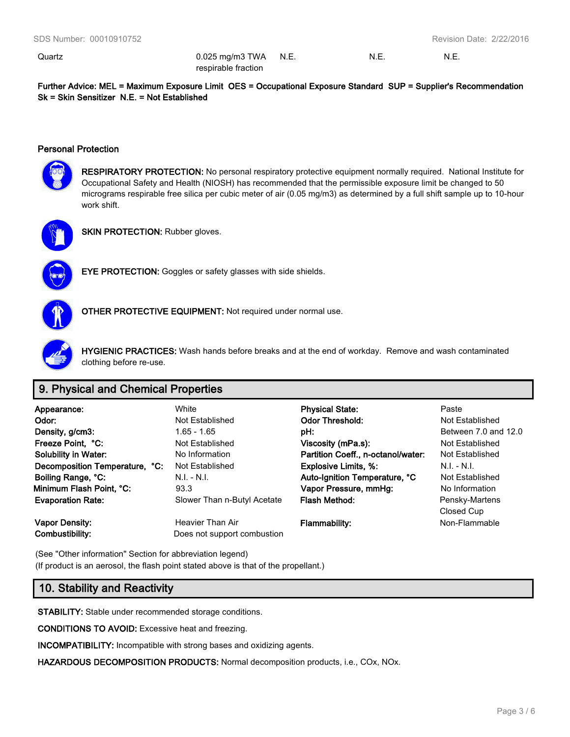| Quartz | 0.025 mg/m3 TWA respirable fraction | N.E. | N.E. | N.E. |
|---|---|---|---|---|

**Further Advice: MEL = Maximum Exposure Limit OES = Occupational Exposure Standard SUP = Supplier's Recommendation Sk = Skin Sensitizer N.E. = Not Established**

### Personal Protection

**RESPIRATORY PROTECTION:** No personal respiratory protective equipment normally required. National Institute for Occupational Safety and Health (NIOSH) has recommended that the permissible exposure limit be changed to 50 micrograms respirable free silica per cubic meter of air (0.05 mg/m3) as determined by a full shift sample up to 10-hour work shift.

**SKIN PROTECTION:** Rubber gloves.

**EYE PROTECTION:** Goggles or safety glasses with side shields.

**OTHER PROTECTIVE EQUIPMENT:** Not required under normal use.

**HYGIENIC PRACTICES:** Wash hands before breaks and at the end of workday. Remove and wash contaminated clothing before re-use.

## 9. Physical and Chemical Properties

| | | | |
|---|---|---|---|
| **Appearance:** | White | **Physical State:** | Paste |
| **Odor:** | Not Established | **Odor Threshold:** | Not Established |
| **Density, g/cm3:** | 1.65 - 1.65 | **pH:** | Between 7.0 and 12.0 |
| **Freeze Point, °C:** | Not Established | **Viscosity (mPa.s):** | Not Established |
| **Solubility in Water:** | No Information | **Partition Coeff., n-octanol/water:** | Not Established |
| **Decomposition Temperature, °C:** | Not Established | **Explosive Limits, %:** | N.I. - N.I. |
| **Boiling Range, °C:** | N.I. - N.I. | **Auto-Ignition Temperature, °C** | Not Established |
| **Minimum Flash Point, °C:** | 93.3 | **Vapor Pressure, mmHg:** | No Information |
| **Evaporation Rate:** | Slower Than n-Butyl Acetate | **Flash Method:** | Pensky-Martens Closed Cup |
| **Vapor Density:** | Heavier Than Air | **Flammability:** | Non-Flammable |
| **Combustibility:** | Does not support combustion | | |

(See "Other information" Section for abbreviation legend)
(If product is an aerosol, the flash point stated above is that of the propellant.)

## 10. Stability and Reactivity

**STABILITY:** Stable under recommended storage conditions.

**CONDITIONS TO AVOID:** Excessive heat and freezing.

**INCOMPATIBILITY:** Incompatible with strong bases and oxidizing agents.

**HAZARDOUS DECOMPOSITION PRODUCTS:** Normal decomposition products, i.e., COx, NOx.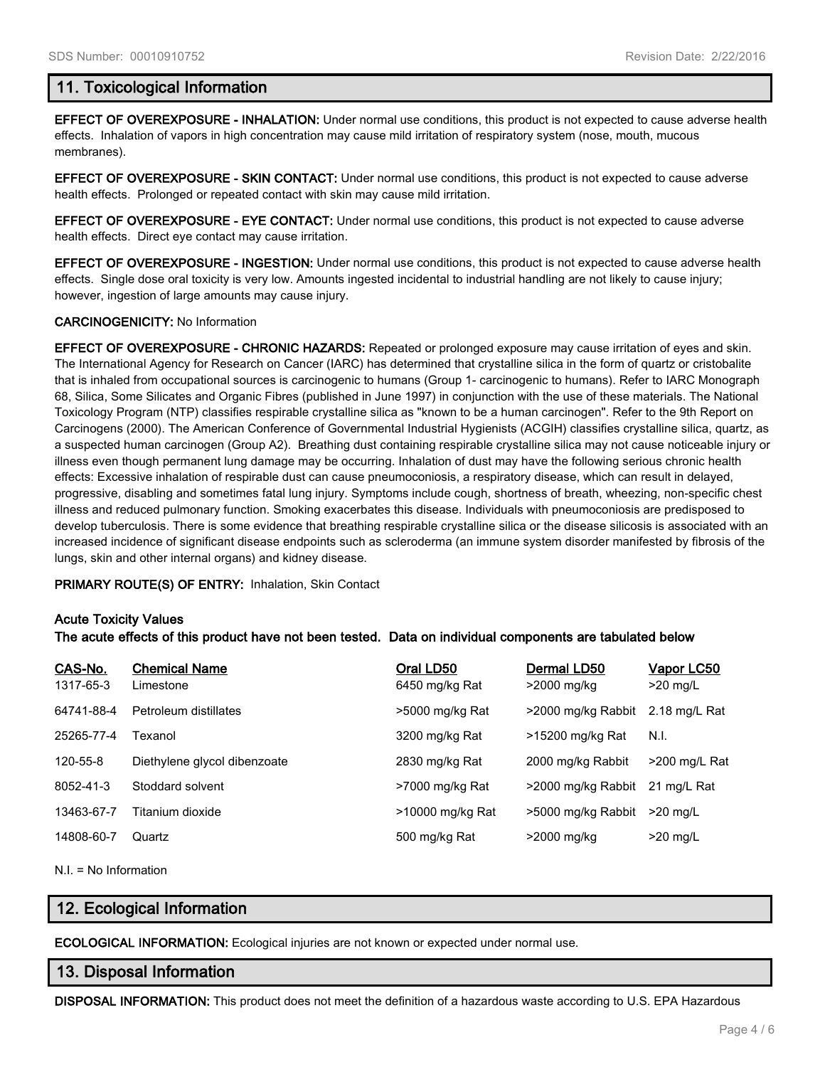## 11. Toxicological Information

**EFFECT OF OVEREXPOSURE - INHALATION:** Under normal use conditions, this product is not expected to cause adverse health effects. Inhalation of vapors in high concentration may cause mild irritation of respiratory system (nose, mouth, mucous membranes).

**EFFECT OF OVEREXPOSURE - SKIN CONTACT:** Under normal use conditions, this product is not expected to cause adverse health effects. Prolonged or repeated contact with skin may cause mild irritation.

**EFFECT OF OVEREXPOSURE - EYE CONTACT:** Under normal use conditions, this product is not expected to cause adverse health effects. Direct eye contact may cause irritation.

**EFFECT OF OVEREXPOSURE - INGESTION:** Under normal use conditions, this product is not expected to cause adverse health effects. Single dose oral toxicity is very low. Amounts ingested incidental to industrial handling are not likely to cause injury; however, ingestion of large amounts may cause injury.

**CARCINOGENICITY:** No Information

**EFFECT OF OVEREXPOSURE - CHRONIC HAZARDS:** Repeated or prolonged exposure may cause irritation of eyes and skin. The International Agency for Research on Cancer (IARC) has determined that crystalline silica in the form of quartz or cristobalite that is inhaled from occupational sources is carcinogenic to humans (Group 1- carcinogenic to humans). Refer to IARC Monograph 68, Silica, Some Silicates and Organic Fibres (published in June 1997) in conjunction with the use of these materials. The National Toxicology Program (NTP) classifies respirable crystalline silica as "known to be a human carcinogen". Refer to the 9th Report on Carcinogens (2000). The American Conference of Governmental Industrial Hygienists (ACGIH) classifies crystalline silica, quartz, as a suspected human carcinogen (Group A2). Breathing dust containing respirable crystalline silica may not cause noticeable injury or illness even though permanent lung damage may be occurring. Inhalation of dust may have the following serious chronic health effects: Excessive inhalation of respirable dust can cause pneumoconiosis, a respiratory disease, which can result in delayed, progressive, disabling and sometimes fatal lung injury. Symptoms include cough, shortness of breath, wheezing, non-specific chest illness and reduced pulmonary function. Smoking exacerbates this disease. Individuals with pneumoconiosis are predisposed to develop tuberculosis. There is some evidence that breathing respirable crystalline silica or the disease silicosis is associated with an increased incidence of significant disease endpoints such as scleroderma (an immune system disorder manifested by fibrosis of the lungs, skin and other internal organs) and kidney disease.

**PRIMARY ROUTE(S) OF ENTRY:** Inhalation, Skin Contact

**Acute Toxicity Values**
**The acute effects of this product have not been tested. Data on individual components are tabulated below**

| CAS-No. | Chemical Name | Oral LD50 | Dermal LD50 | Vapor LC50 |
|---|---|---|---|---|
| 1317-65-3 | Limestone | 6450 mg/kg Rat | >2000 mg/kg | >20 mg/L |
| 64741-88-4 | Petroleum distillates | >5000 mg/kg Rat | >2000 mg/kg Rabbit | 2.18 mg/L Rat |
| 25265-77-4 | Texanol | 3200 mg/kg Rat | >15200 mg/kg Rat | N.I. |
| 120-55-8 | Diethylene glycol dibenzoate | 2830 mg/kg Rat | 2000 mg/kg Rabbit | >200 mg/L Rat |
| 8052-41-3 | Stoddard solvent | >7000 mg/kg Rat | >2000 mg/kg Rabbit | 21 mg/L Rat |
| 13463-67-7 | Titanium dioxide | >10000 mg/kg Rat | >5000 mg/kg Rabbit | >20 mg/L |
| 14808-60-7 | Quartz | 500 mg/kg Rat | >2000 mg/kg | >20 mg/L |

N.I. = No Information

## 12. Ecological Information

**ECOLOGICAL INFORMATION:** Ecological injuries are not known or expected under normal use.

## 13. Disposal Information

**DISPOSAL INFORMATION:** This product does not meet the definition of a hazardous waste according to U.S. EPA Hazardous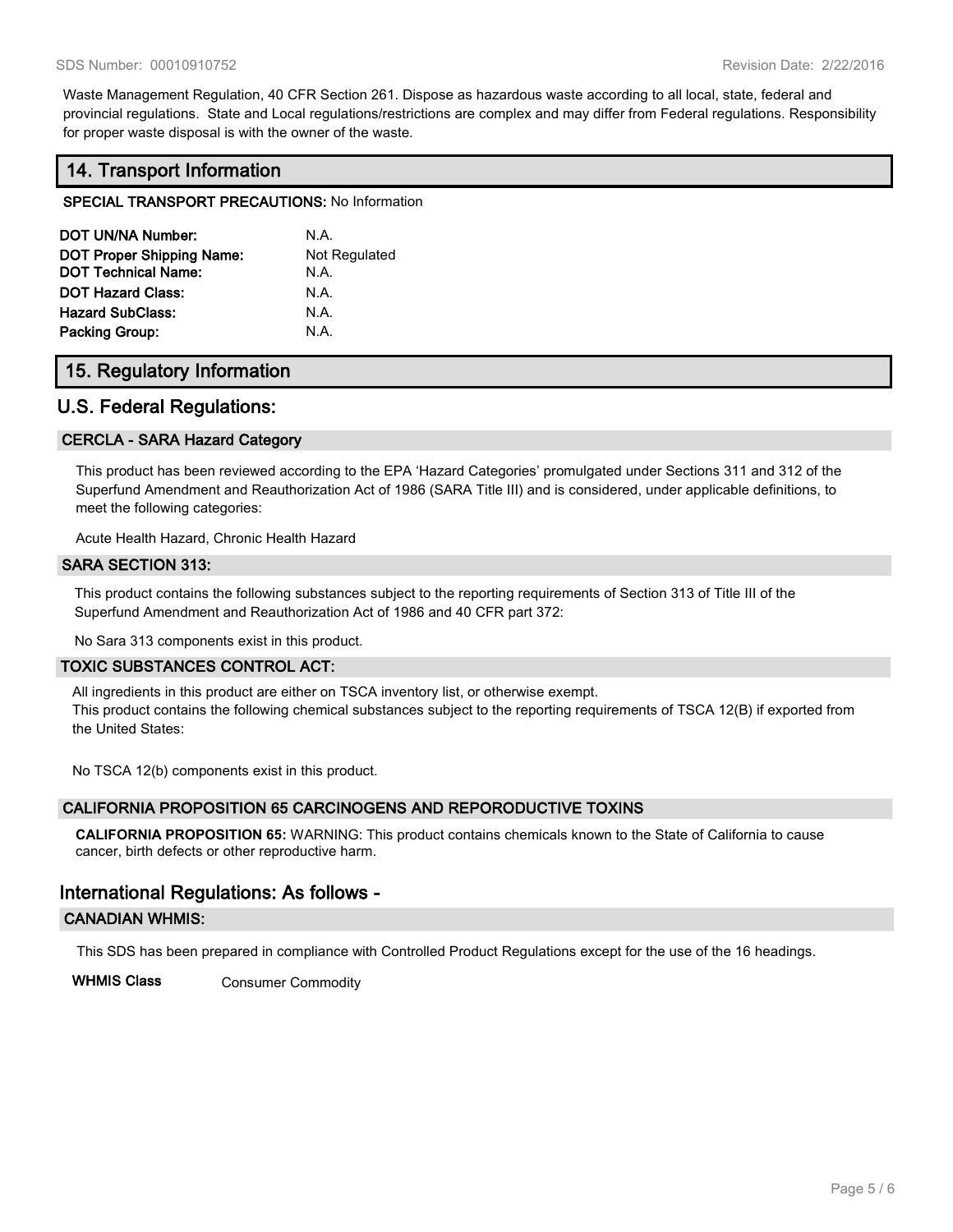Waste Management Regulation, 40 CFR Section 261. Dispose as hazardous waste according to all local, state, federal and provincial regulations. State and Local regulations/restrictions are complex and may differ from Federal regulations. Responsibility for proper waste disposal is with the owner of the waste.

## 14. Transport Information

**SPECIAL TRANSPORT PRECAUTIONS:** No Information

| | |
|---|---|
| **DOT UN/NA Number:** | N.A. |
| **DOT Proper Shipping Name:** | Not Regulated |
| **DOT Technical Name:** | N.A. |
| **DOT Hazard Class:** | N.A. |
| **Hazard SubClass:** | N.A. |
| **Packing Group:** | N.A. |

## 15. Regulatory Information

## U.S. Federal Regulations:

### CERCLA - SARA Hazard Category

This product has been reviewed according to the EPA 'Hazard Categories' promulgated under Sections 311 and 312 of the Superfund Amendment and Reauthorization Act of 1986 (SARA Title III) and is considered, under applicable definitions, to meet the following categories:

Acute Health Hazard, Chronic Health Hazard

### SARA SECTION 313:

This product contains the following substances subject to the reporting requirements of Section 313 of Title III of the Superfund Amendment and Reauthorization Act of 1986 and 40 CFR part 372:

No Sara 313 components exist in this product.

### TOXIC SUBSTANCES CONTROL ACT:

All ingredients in this product are either on TSCA inventory list, or otherwise exempt.
This product contains the following chemical substances subject to the reporting requirements of TSCA 12(B) if exported from the United States:

No TSCA 12(b) components exist in this product.

### CALIFORNIA PROPOSITION 65 CARCINOGENS AND REPORODUCTIVE TOXINS

**CALIFORNIA PROPOSITION 65:** WARNING: This product contains chemicals known to the State of California to cause cancer, birth defects or other reproductive harm.

## International Regulations: As follows -

### CANADIAN WHMIS:

This SDS has been prepared in compliance with Controlled Product Regulations except for the use of the 16 headings.

**WHMIS Class** Consumer Commodity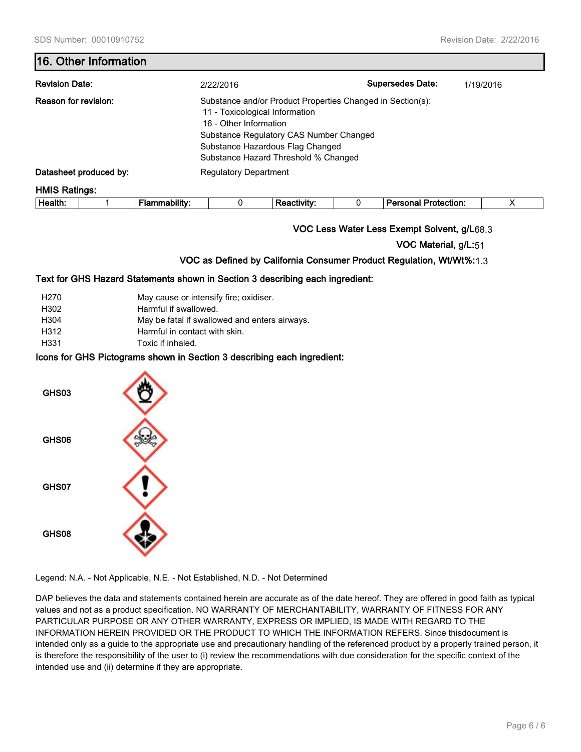## 16. Other Information

**Revision Date:** 2/22/2016 **Supersedes Date:** 1/19/2016

**Reason for revision:** Substance and/or Product Properties Changed in Section(s):
11 - Toxicological Information
16 - Other Information
Substance Regulatory CAS Number Changed
Substance Hazardous Flag Changed
Substance Hazard Threshold % Changed

**Datasheet produced by:** Regulatory Department

**HMIS Ratings:**

| | | | | | | | |
|---|---|---|---|---|---|---|---|
| **Health:** | 1 | **Flammability:** | 0 | **Reactivity:** | 0 | **Personal Protection:** | X |

**VOC Less Water Less Exempt Solvent, g/L** 68.3

**VOC Material, g/L:** 51

**VOC as Defined by California Consumer Product Regulation, Wt/Wt%:** 1.3

**Text for GHS Hazard Statements shown in Section 3 describing each ingredient:**

| | |
|---|---|
| H270 | May cause or intensify fire; oxidiser. |
| H302 | Harmful if swallowed. |
| H304 | May be fatal if swallowed and enters airways. |
| H312 | Harmful in contact with skin. |
| H331 | Toxic if inhaled. |

**Icons for GHS Pictograms shown in Section 3 describing each ingredient:**

GHS03

GHS06

GHS07

GHS08

Legend: N.A. - Not Applicable, N.E. - Not Established, N.D. - Not Determined

DAP believes the data and statements contained herein are accurate as of the date hereof. They are offered in good faith as typical values and not as a product specification. NO WARRANTY OF MERCHANTABILITY, WARRANTY OF FITNESS FOR ANY PARTICULAR PURPOSE OR ANY OTHER WARRANTY, EXPRESS OR IMPLIED, IS MADE WITH REGARD TO THE INFORMATION HEREIN PROVIDED OR THE PRODUCT TO WHICH THE INFORMATION REFERS. Since thisdocument is intended only as a guide to the appropriate use and precautionary handling of the referenced product by a properly trained person, it is therefore the responsibility of the user to (i) review the recommendations with due consideration for the specific context of the intended use and (ii) determine if they are appropriate.